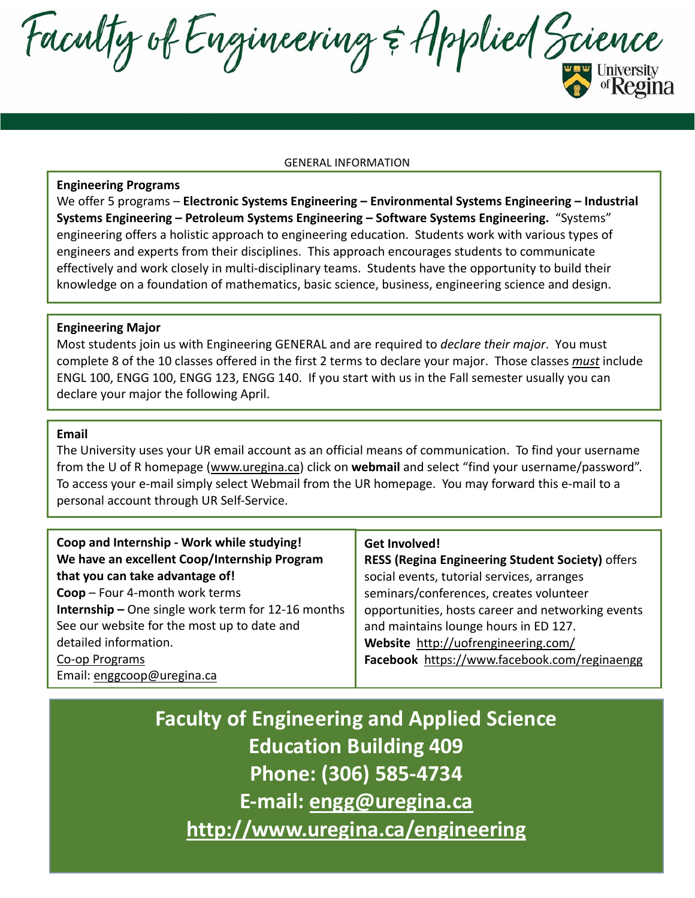# Faculty of Engineering & Applied Science

University of Regina

GENERAL INFORMATION

**Engineering Programs**

We offer 5 programs – **Electronic Systems Engineering – Environmental Systems Engineering – Industrial Systems Engineering – Petroleum Systems Engineering – Software Systems Engineering.** "Systems" engineering offers a holistic approach to engineering education. Students work with various types of engineers and experts from their disciplines. This approach encourages students to communicate effectively and work closely in multi-disciplinary teams. Students have the opportunity to build their knowledge on a foundation of mathematics, basic science, business, engineering science and design.

**Engineering Major**

Most students join us with Engineering GENERAL and are required to *declare their major*. You must complete 8 of the 10 classes offered in the first 2 terms to declare your major. Those classes ***must*** include ENGL 100, ENGG 100, ENGG 123, ENGG 140. If you start with us in the Fall semester usually you can declare your major the following April.

**Email**

The University uses your UR email account as an official means of communication. To find your username from the U of R homepage (www.uregina.ca) click on **webmail** and select "find your username/password". To access your e-mail simply select Webmail from the UR homepage. You may forward this e-mail to a personal account through UR Self-Service.

**Coop and Internship - Work while studying!**
**We have an excellent Coop/Internship Program that you can take advantage of!**

**Coop** – Four 4-month work terms
**Internship –** One single work term for 12-16 months
See our website for the most up to date and detailed information.
Co-op Programs
Email: enggcoop@uregina.ca

**Get Involved!**

**RESS (Regina Engineering Student Society)** offers social events, tutorial services, arranges seminars/conferences, creates volunteer opportunities, hosts career and networking events and maintains lounge hours in ED 127.
**Website** http://uofrengineering.com/
**Facebook** https://www.facebook.com/reginaengg

**Faculty of Engineering and Applied Science**
**Education Building 409**
**Phone: (306) 585-4734**
**E-mail: engg@uregina.ca**
**http://www.uregina.ca/engineering**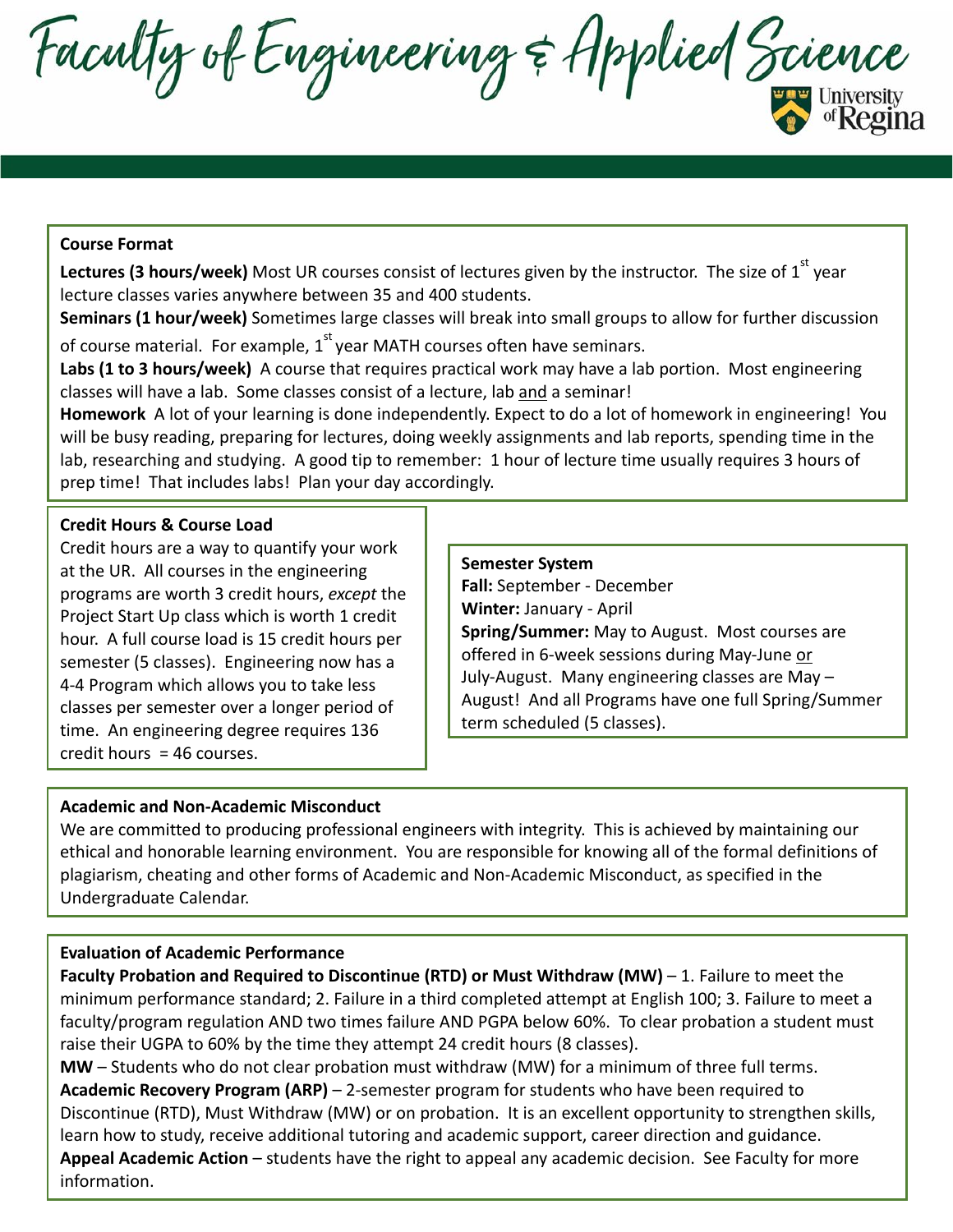Faculty of Engineering & Applied Science

University of Regina

## Course Format

**Lectures (3 hours/week)** Most UR courses consist of lectures given by the instructor. The size of 1st year lecture classes varies anywhere between 35 and 400 students.

**Seminars (1 hour/week)** Sometimes large classes will break into small groups to allow for further discussion of course material. For example, 1st year MATH courses often have seminars.

**Labs (1 to 3 hours/week)** A course that requires practical work may have a lab portion. Most engineering classes will have a lab. Some classes consist of a lecture, lab and a seminar!

**Homework** A lot of your learning is done independently. Expect to do a lot of homework in engineering! You will be busy reading, preparing for lectures, doing weekly assignments and lab reports, spending time in the lab, researching and studying. A good tip to remember: 1 hour of lecture time usually requires 3 hours of prep time! That includes labs! Plan your day accordingly.

## Credit Hours & Course Load

Credit hours are a way to quantify your work at the UR. All courses in the engineering programs are worth 3 credit hours, *except* the Project Start Up class which is worth 1 credit hour. A full course load is 15 credit hours per semester (5 classes). Engineering now has a 4-4 Program which allows you to take less classes per semester over a longer period of time. An engineering degree requires 136 credit hours = 46 courses.

## Semester System

**Fall:** September - December

**Winter:** January - April

**Spring/Summer:** May to August. Most courses are offered in 6-week sessions during May-June or July-August. Many engineering classes are May – August! And all Programs have one full Spring/Summer term scheduled (5 classes).

## Academic and Non-Academic Misconduct

We are committed to producing professional engineers with integrity. This is achieved by maintaining our ethical and honorable learning environment. You are responsible for knowing all of the formal definitions of plagiarism, cheating and other forms of Academic and Non-Academic Misconduct, as specified in the Undergraduate Calendar.

## Evaluation of Academic Performance

**Faculty Probation and Required to Discontinue (RTD) or Must Withdraw (MW)** – 1. Failure to meet the minimum performance standard; 2. Failure in a third completed attempt at English 100; 3. Failure to meet a faculty/program regulation AND two times failure AND PGPA below 60%. To clear probation a student must raise their UGPA to 60% by the time they attempt 24 credit hours (8 classes).

**MW** – Students who do not clear probation must withdraw (MW) for a minimum of three full terms.

**Academic Recovery Program (ARP)** – 2-semester program for students who have been required to Discontinue (RTD), Must Withdraw (MW) or on probation. It is an excellent opportunity to strengthen skills, learn how to study, receive additional tutoring and academic support, career direction and guidance.

**Appeal Academic Action** – students have the right to appeal any academic decision. See Faculty for more information.